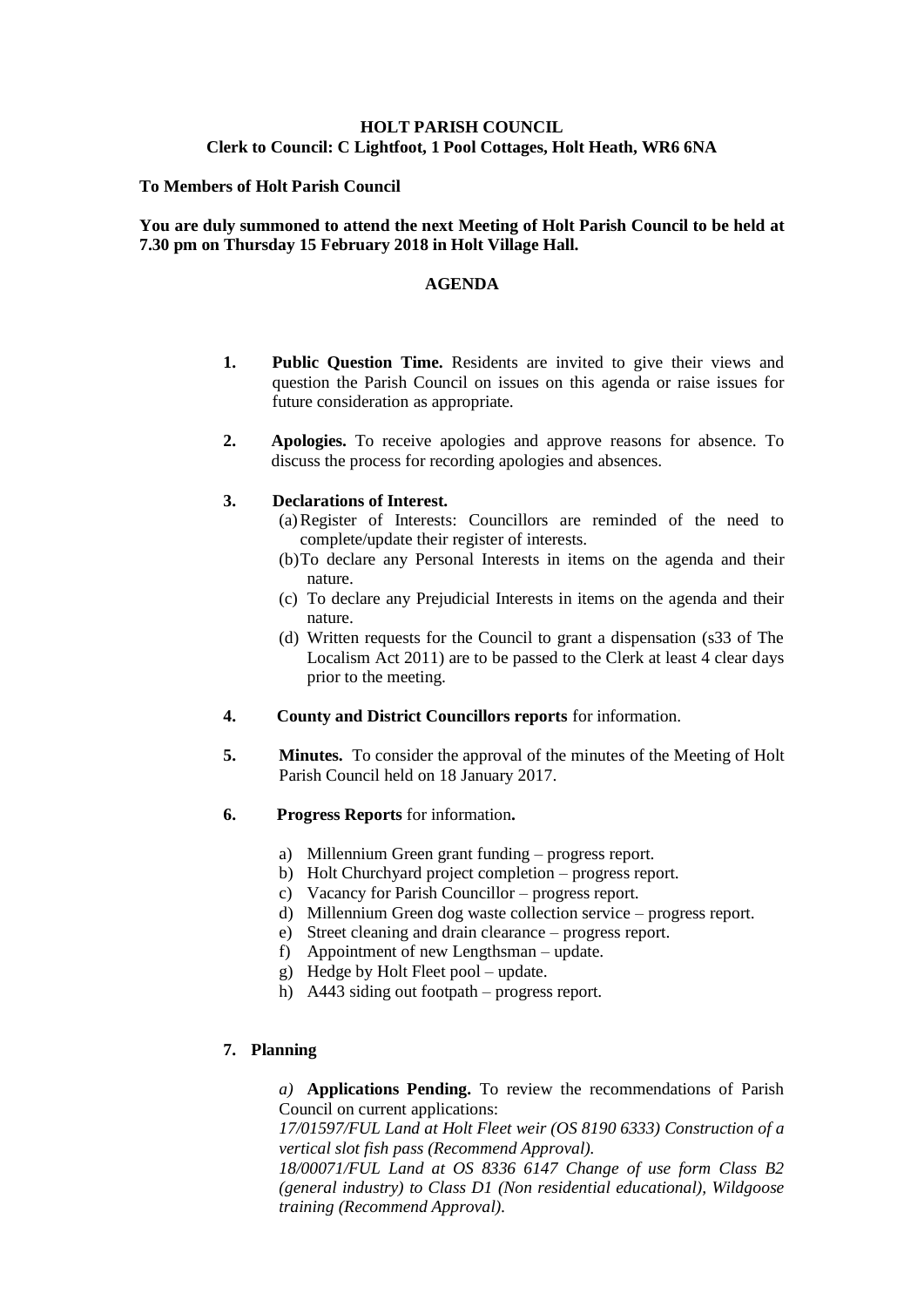**HOLT PARISH COUNCIL**
**Clerk to Council: C Lightfoot, 1 Pool Cottages, Holt Heath, WR6 6NA**

**To Members of Holt Parish Council**

**You are duly summoned to attend the next Meeting of Holt Parish Council to be held at 7.30 pm on Thursday 15 February 2018 in Holt Village Hall.**

## AGENDA

1. **Public Question Time.** Residents are invited to give their views and question the Parish Council on issues on this agenda or raise issues for future consideration as appropriate.

2. **Apologies.** To receive apologies and approve reasons for absence. To discuss the process for recording apologies and absences.

3. **Declarations of Interest.**
   (a) Register of Interests: Councillors are reminded of the need to complete/update their register of interests.
   (b) To declare any Personal Interests in items on the agenda and their nature.
   (c) To declare any Prejudicial Interests in items on the agenda and their nature.
   (d) Written requests for the Council to grant a dispensation (s33 of The Localism Act 2011) are to be passed to the Clerk at least 4 clear days prior to the meeting.

4. **County and District Councillors reports** for information.

5. **Minutes.** To consider the approval of the minutes of the Meeting of Holt Parish Council held on 18 January 2017.

6. **Progress Reports** for information**.**

   a) Millennium Green grant funding – progress report.
   b) Holt Churchyard project completion – progress report.
   c) Vacancy for Parish Councillor – progress report.
   d) Millennium Green dog waste collection service – progress report.
   e) Street cleaning and drain clearance – progress report.
   f) Appointment of new Lengthsman – update.
   g) Hedge by Holt Fleet pool – update.
   h) A443 siding out footpath – progress report.

7. **Planning**

   *a)* **Applications Pending.** To review the recommendations of Parish Council on current applications:
   *17/01597/FUL Land at Holt Fleet weir (OS 8190 6333) Construction of a vertical slot fish pass (Recommend Approval).*
   *18/00071/FUL Land at OS 8336 6147 Change of use form Class B2 (general industry) to Class D1 (Non residential educational), Wildgoose training (Recommend Approval).*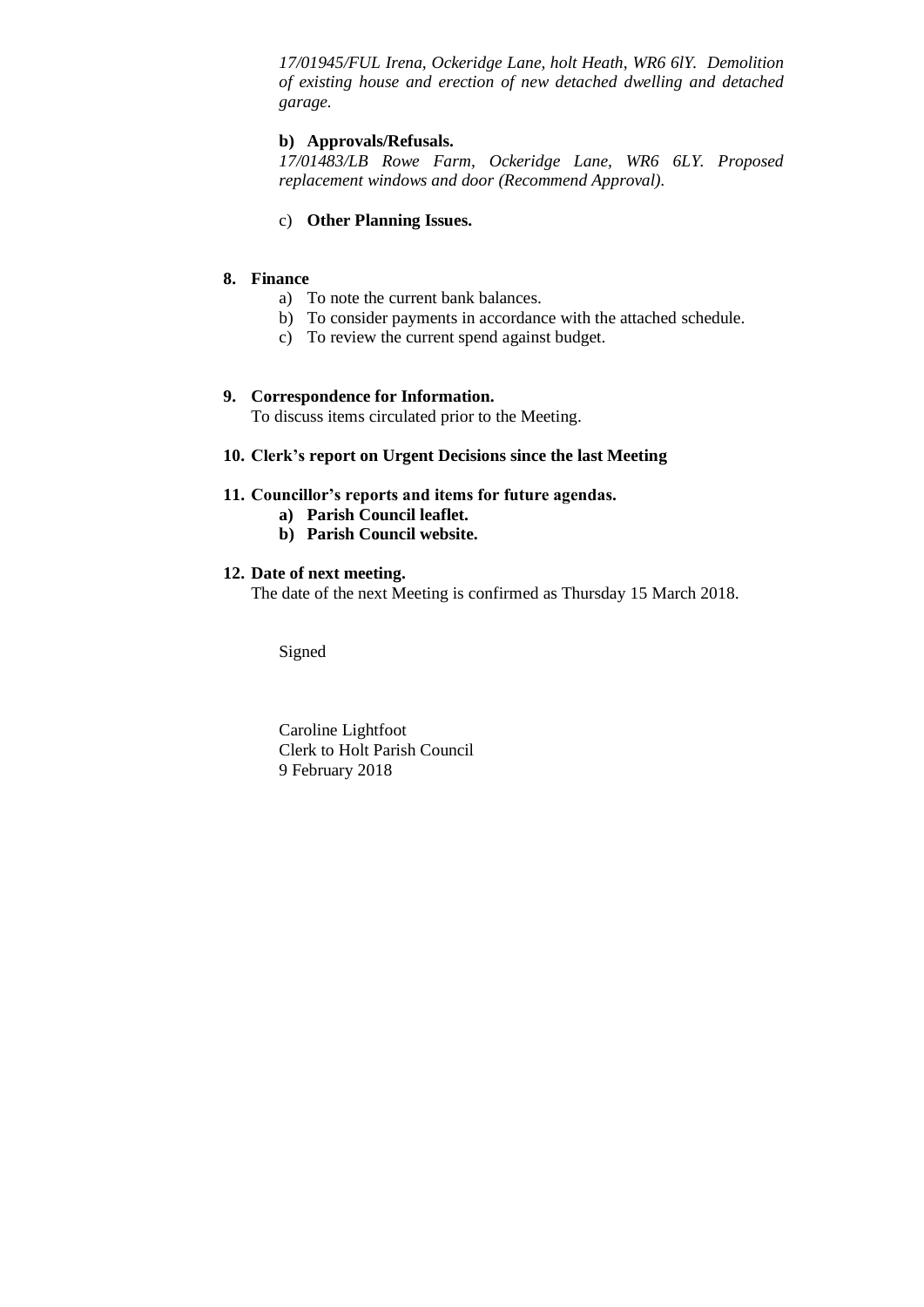*17/01945/FUL Irena, Ockeridge Lane, holt Heath, WR6 6lY. Demolition of existing house and erection of new detached dwelling and detached garage.*

**b) Approvals/Refusals.**

*17/01483/LB Rowe Farm, Ockeridge Lane, WR6 6LY. Proposed replacement windows and door (Recommend Approval).*

c) **Other Planning Issues.**

**8. Finance**

a) To note the current bank balances.
b) To consider payments in accordance with the attached schedule.
c) To review the current spend against budget.

**9. Correspondence for Information.**

To discuss items circulated prior to the Meeting.

**10. Clerk's report on Urgent Decisions since the last Meeting**

**11. Councillor's reports and items for future agendas.**

**a) Parish Council leaflet.**
**b) Parish Council website.**

**12. Date of next meeting.**

The date of the next Meeting is confirmed as Thursday 15 March 2018.

Signed

Caroline Lightfoot
Clerk to Holt Parish Council
9 February 2018